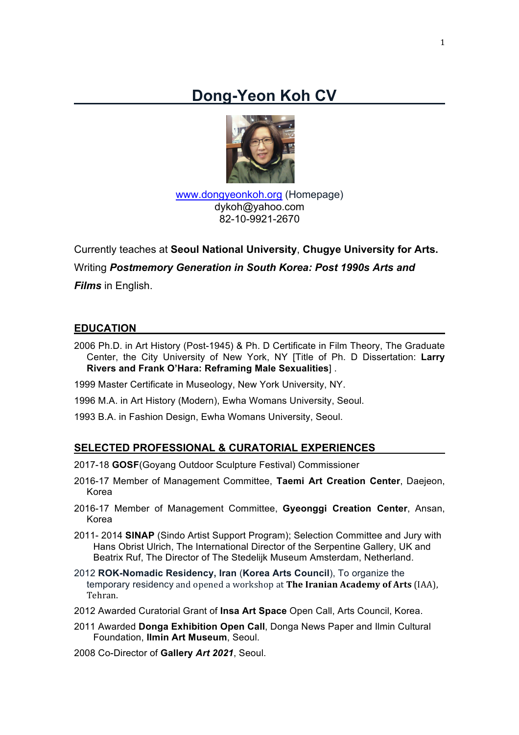# Dong-Yeon Koh CV

www.dongyeonkoh.org (Homepage)
dykoh@yahoo.com
82-10-9921-2670

Currently teaches at **Seoul National University**, **Chugye University for Arts.**
Writing ***Postmemory Generation in South Korea: Post 1990s Arts and Films*** in English.

## EDUCATION

2006 Ph.D. in Art History (Post-1945) & Ph. D Certificate in Film Theory, The Graduate Center, the City University of New York, NY [Title of Ph. D Dissertation: **Larry Rivers and Frank O'Hara: Reframing Male Sexualities**] .

1999 Master Certificate in Museology, New York University, NY.

1996 M.A. in Art History (Modern), Ewha Womans University, Seoul.

1993 B.A. in Fashion Design, Ewha Womans University, Seoul.

## SELECTED PROFESSIONAL & CURATORIAL EXPERIENCES

2017-18 **GOSF**(Goyang Outdoor Sculpture Festival) Commissioner

2016-17 Member of Management Committee, **Taemi Art Creation Center**, Daejeon, Korea

2016-17 Member of Management Committee, **Gyeonggi Creation Center**, Ansan, Korea

2011- 2014 **SINAP** (Sindo Artist Support Program); Selection Committee and Jury with Hans Obrist Ulrich, The International Director of the Serpentine Gallery, UK and Beatrix Ruf, The Director of The Stedelijk Museum Amsterdam, Netherland.

2012 **ROK-Nomadic Residency, Iran** (**Korea Arts Council**), To organize the temporary residency and opened a workshop at **The Iranian Academy of Arts** (IAA), Tehran.

2012 Awarded Curatorial Grant of **Insa Art Space** Open Call, Arts Council, Korea.

2011 Awarded **Donga Exhibition Open Call**, Donga News Paper and Ilmin Cultural Foundation, **Ilmin Art Museum**, Seoul.

2008 Co-Director of **Gallery *Art 2021***, Seoul.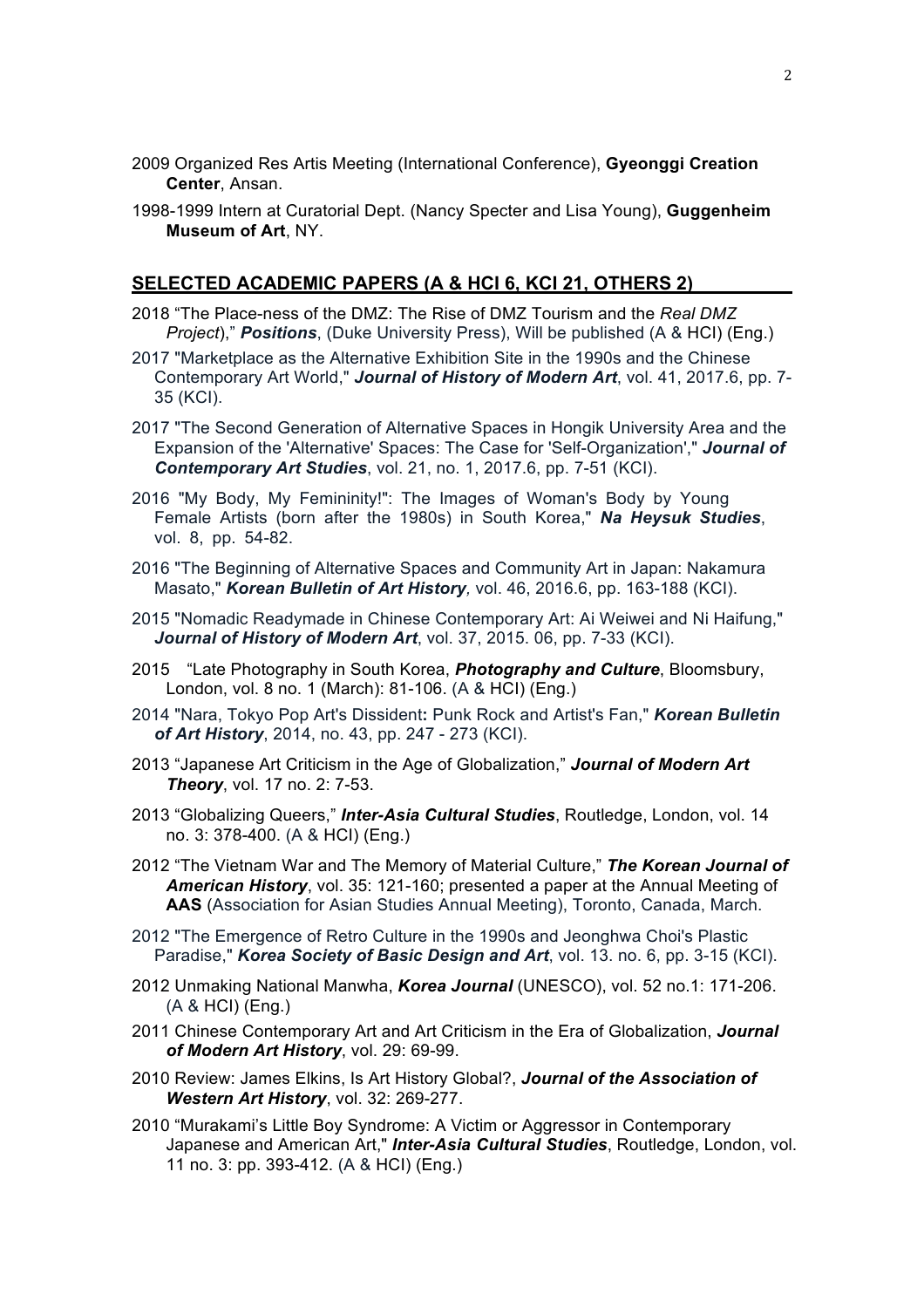2009 Organized Res Artis Meeting (International Conference), **Gyeonggi Creation Center**, Ansan.

1998-1999 Intern at Curatorial Dept. (Nancy Specter and Lisa Young), **Guggenheim Museum of Art**, NY.

## SELECTED ACADEMIC PAPERS (A & HCI 6, KCI 21, OTHERS 2)

2018 "The Place-ness of the DMZ: The Rise of DMZ Tourism and the *Real DMZ Project*)," ***Positions***, (Duke University Press), Will be published (A & HCI) (Eng.)

2017 "Marketplace as the Alternative Exhibition Site in the 1990s and the Chinese Contemporary Art World," ***Journal of History of Modern Art***, vol. 41, 2017.6, pp. 7-35 (KCI).

2017 "The Second Generation of Alternative Spaces in Hongik University Area and the Expansion of the 'Alternative' Spaces: The Case for 'Self-Organization'," ***Journal of Contemporary Art Studies***, vol. 21, no. 1, 2017.6, pp. 7-51 (KCI).

2016 "My Body, My Femininity!": The Images of Woman's Body by Young Female Artists (born after the 1980s) in South Korea," ***Na Heysuk Studies***, vol. 8, pp. 54-82.

2016 "The Beginning of Alternative Spaces and Community Art in Japan: Nakamura Masato," ***Korean Bulletin of Art History,*** vol. 46, 2016.6, pp. 163-188 (KCI).

2015 "Nomadic Readymade in Chinese Contemporary Art: Ai Weiwei and Ni Haifung," ***Journal of History of Modern Art***, vol. 37, 2015. 06, pp. 7-33 (KCI).

2015 "Late Photography in South Korea, ***Photography and Culture***, Bloomsbury, London, vol. 8 no. 1 (March): 81-106. (A & HCI) (Eng.)

2014 "Nara, Tokyo Pop Art's Dissident**:** Punk Rock and Artist's Fan," ***Korean Bulletin of Art History***, 2014, no. 43, pp. 247 - 273 (KCI).

2013 "Japanese Art Criticism in the Age of Globalization," ***Journal of Modern Art Theory***, vol. 17 no. 2: 7-53.

2013 "Globalizing Queers," ***Inter-Asia Cultural Studies***, Routledge, London, vol. 14 no. 3: 378-400. (A & HCI) (Eng.)

2012 "The Vietnam War and The Memory of Material Culture," ***The Korean Journal of American History***, vol. 35: 121-160; presented a paper at the Annual Meeting of **AAS** (Association for Asian Studies Annual Meeting), Toronto, Canada, March.

2012 "The Emergence of Retro Culture in the 1990s and Jeonghwa Choi's Plastic Paradise," ***Korea Society of Basic Design and Art***, vol. 13. no. 6, pp. 3-15 (KCI).

2012 Unmaking National Manwha, ***Korea Journal*** (UNESCO), vol. 52 no.1: 171-206. (A & HCI) (Eng.)

2011 Chinese Contemporary Art and Art Criticism in the Era of Globalization, ***Journal of Modern Art History***, vol. 29: 69-99.

2010 Review: James Elkins, Is Art History Global?, ***Journal of the Association of Western Art History***, vol. 32: 269-277.

2010 "Murakami's Little Boy Syndrome: A Victim or Aggressor in Contemporary Japanese and American Art," ***Inter-Asia Cultural Studies***, Routledge, London, vol. 11 no. 3: pp. 393-412. (A & HCI) (Eng.)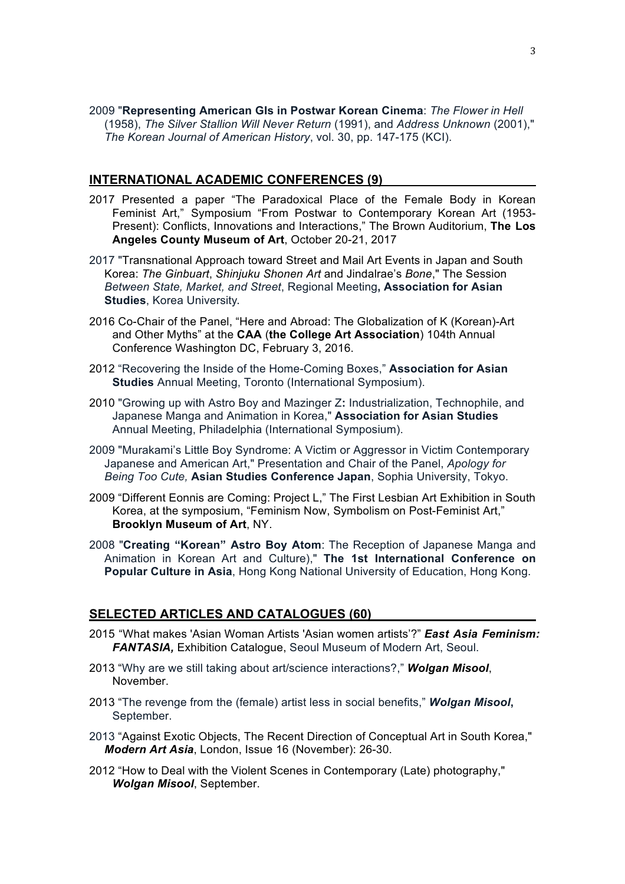2009 "**Representing American GIs in Postwar Korean Cinema**: *The Flower in Hell* (1958), *The Silver Stallion Will Never Return* (1991), and *Address Unknown* (2001)," *The Korean Journal of American History*, vol. 30, pp. 147-175 (KCI).

## INTERNATIONAL ACADEMIC CONFERENCES (9)

2017 Presented a paper "The Paradoxical Place of the Female Body in Korean Feminist Art," Symposium "From Postwar to Contemporary Korean Art (1953-Present): Conflicts, Innovations and Interactions," The Brown Auditorium, **The Los Angeles County Museum of Art**, October 20-21, 2017

2017 "Transnational Approach toward Street and Mail Art Events in Japan and South Korea: *The Ginbuart*, *Shinjuku Shonen Art* and Jindalrae's *Bone*," The Session *Between State, Market, and Street*, Regional Meeting**, Association for Asian Studies**, Korea University.

2016 Co-Chair of the Panel, "Here and Abroad: The Globalization of K (Korean)-Art and Other Myths" at the **CAA** (**the College Art Association**) 104th Annual Conference Washington DC, February 3, 2016.

2012 "Recovering the Inside of the Home-Coming Boxes," **Association for Asian Studies** Annual Meeting, Toronto (International Symposium).

2010 "Growing up with Astro Boy and Mazinger Z**:** Industrialization, Technophile, and Japanese Manga and Animation in Korea," **Association for Asian Studies** Annual Meeting, Philadelphia (International Symposium).

2009 "Murakami's Little Boy Syndrome: A Victim or Aggressor in Victim Contemporary Japanese and American Art," Presentation and Chair of the Panel, *Apology for Being Too Cute,* **Asian Studies Conference Japan**, Sophia University, Tokyo.

2009 "Different Eonnis are Coming: Project L," The First Lesbian Art Exhibition in South Korea, at the symposium, "Feminism Now, Symbolism on Post-Feminist Art," **Brooklyn Museum of Art**, NY.

2008 "**Creating "Korean" Astro Boy Atom**: The Reception of Japanese Manga and Animation in Korean Art and Culture)," **The 1st International Conference on Popular Culture in Asia**, Hong Kong National University of Education, Hong Kong.

## SELECTED ARTICLES AND CATALOGUES (60)

2015 "What makes 'Asian Woman Artists 'Asian women artists'?" ***East Asia Feminism: FANTASIA,*** Exhibition Catalogue, Seoul Museum of Modern Art, Seoul.

2013 "Why are we still taking about art/science interactions?," ***Wolgan Misool***, November.

2013 "The revenge from the (female) artist less in social benefits," ***Wolgan Misool*,** September.

2013 "Against Exotic Objects, The Recent Direction of Conceptual Art in South Korea," ***Modern Art Asia***, London, Issue 16 (November): 26-30.

2012 "How to Deal with the Violent Scenes in Contemporary (Late) photography," ***Wolgan Misool***, September.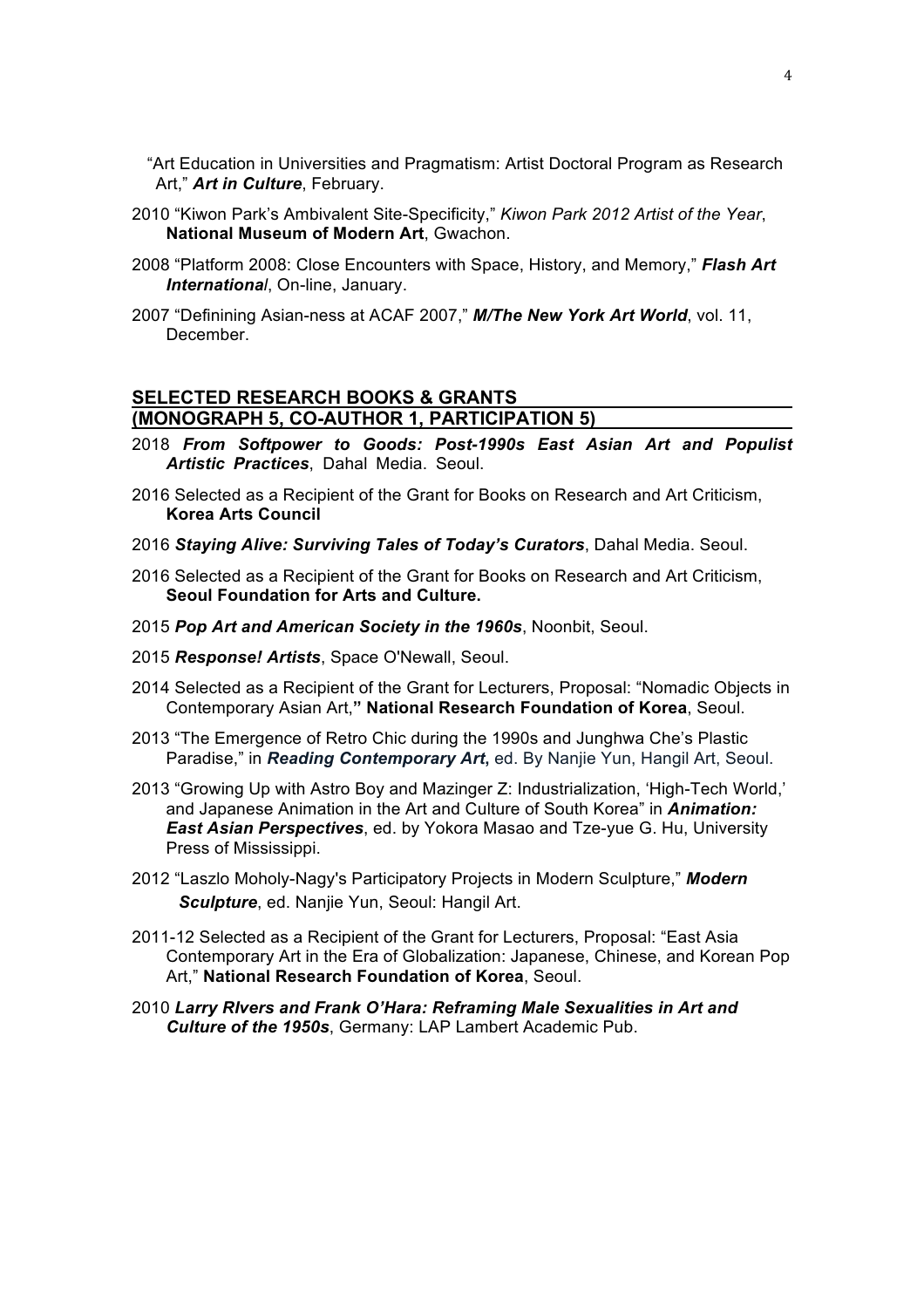"Art Education in Universities and Pragmatism: Artist Doctoral Program as Research Art," ***Art in Culture***, February.

2010 "Kiwon Park's Ambivalent Site-Specificity," *Kiwon Park 2012 Artist of the Year*, **National Museum of Modern Art**, Gwachon.

2008 "Platform 2008: Close Encounters with Space, History, and Memory," ***Flash Art International***, On-line, January.

2007 "Definining Asian-ness at ACAF 2007," ***M/The New York Art World***, vol. 11, December.

## SELECTED RESEARCH BOOKS & GRANTS (MONOGRAPH 5, CO-AUTHOR 1, PARTICIPATION 5)

2018 ***From Softpower to Goods: Post-1990s East Asian Art and Populist Artistic Practices***, Dahal Media. Seoul.

2016 Selected as a Recipient of the Grant for Books on Research and Art Criticism, **Korea Arts Council**

2016 ***Staying Alive: Surviving Tales of Today's Curators***, Dahal Media. Seoul.

2016 Selected as a Recipient of the Grant for Books on Research and Art Criticism, **Seoul Foundation for Arts and Culture.**

2015 ***Pop Art and American Society in the 1960s***, Noonbit, Seoul.

2015 ***Response! Artists***, Space O'Newall, Seoul.

2014 Selected as a Recipient of the Grant for Lecturers, Proposal: "Nomadic Objects in Contemporary Asian Art,**"** **National Research Foundation of Korea**, Seoul.

2013 "The Emergence of Retro Chic during the 1990s and Junghwa Che's Plastic Paradise," in ***Reading Contemporary Art*,** ed. By Nanjie Yun, Hangil Art, Seoul.

2013 "Growing Up with Astro Boy and Mazinger Z: Industrialization, 'High-Tech World,' and Japanese Animation in the Art and Culture of South Korea" in ***Animation: East Asian Perspectives***, ed. by Yokora Masao and Tze-yue G. Hu, University Press of Mississippi.

2012 "Laszlo Moholy-Nagy's Participatory Projects in Modern Sculpture," ***Modern Sculpture***, ed. Nanjie Yun, Seoul: Hangil Art.

2011-12 Selected as a Recipient of the Grant for Lecturers, Proposal: "East Asia Contemporary Art in the Era of Globalization: Japanese, Chinese, and Korean Pop Art," **National Research Foundation of Korea**, Seoul.

2010 ***Larry RIvers and Frank O'Hara: Reframing Male Sexualities in Art and Culture of the 1950s***, Germany: LAP Lambert Academic Pub.